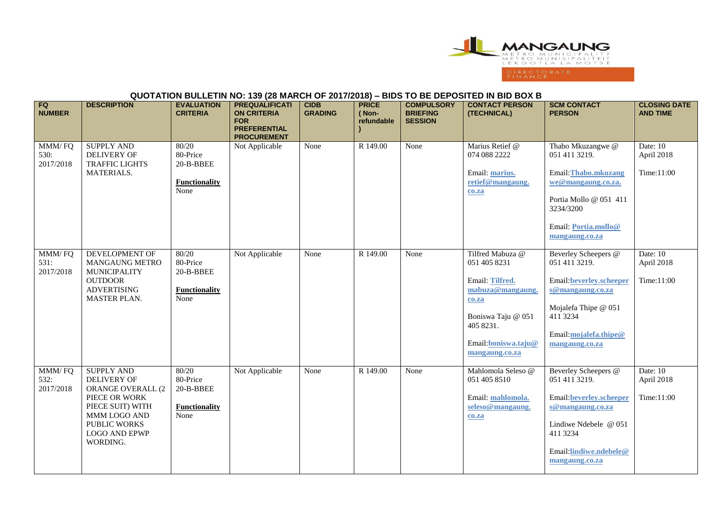MANGAUNG
METRO MUNICIPALITY
METRO MUNISIPALITEIT
LEKGOTLA LA MOTSE

DIRECTORATE
FINANCE

## QUOTATION BULLETIN NO: 139 (28 MARCH OF 2017/2018) – BIDS TO BE DEPOSITED IN BID BOX B

| FQ NUMBER | DESCRIPTION | EVALUATION CRITERIA | PREQUALIFICATION CRITERIA FOR PREFERENTIAL PROCUREMENT | CIDB GRADING | PRICE (Non-refundable) | COMPULSORY BRIEFING SESSION | CONTACT PERSON (TECHNICAL) | SCM CONTACT PERSON | CLOSING DATE AND TIME |
|---|---|---|---|---|---|---|---|---|---|
| MMM/ FQ 530: 2017/2018 | SUPPLY AND DELIVERY OF TRAFFIC LIGHTS MATERIALS. | 80/20 80-Price 20-B-BBEE **Functionality** None | Not Applicable | None | R 149.00 | None | Marius Retief @ 074 088 2222 Email: marius.retief@mangaung.co.za | Thabo Mkuzangwe @ 051 411 3219. Email: Thabo.mkuzangwe@mangaung.co.za. Portia Mollo @ 051 411 3234/3200 Email: Portia.mollo@mangaung.co.za | Date: 10 April 2018 Time:11:00 |
| MMM/ FQ 531: 2017/2018 | DEVELOPMENT OF MANGAUNG METRO MUNICIPALITY OUTDOOR ADVERTISING MASTER PLAN. | 80/20 80-Price 20-B-BBEE **Functionality** None | Not Applicable | None | R 149.00 | None | Tilfred Mabuza @ 051 405 8231 Email: Tilfred.mabuza@mangaung.co.za Boniswa Taju @ 051 405 8231. Email: boniswa.taju@mangaung.co.za | Beverley Scheepers @ 051 411 3219. Email: beverley.scheepers@mangaung.co.za Mojalefa Thipe @ 051 411 3234 Email: mojalefa.thipe@mangaung.co.za | Date: 10 April 2018 Time:11:00 |
| MMM/ FQ 532: 2017/2018 | SUPPLY AND DELIVERY OF ORANGE OVERALL (2 PIECE OR WORK PIECE SUIT) WITH MMM LOGO AND PUBLIC WORKS LOGO AND EPWP WORDING. | 80/20 80-Price 20-B-BBEE **Functionality** None | Not Applicable | None | R 149.00 | None | Mahlomola Seleso @ 051 405 8510 Email: mahlomola.seleso@mangaung.co.za | Beverley Scheepers @ 051 411 3219. Email: beverley.scheepers@mangaung.co.za Lindiwe Ndebele @ 051 411 3234 Email: lindiwe.ndebele@mangaung.co.za | Date: 10 April 2018 Time:11:00 |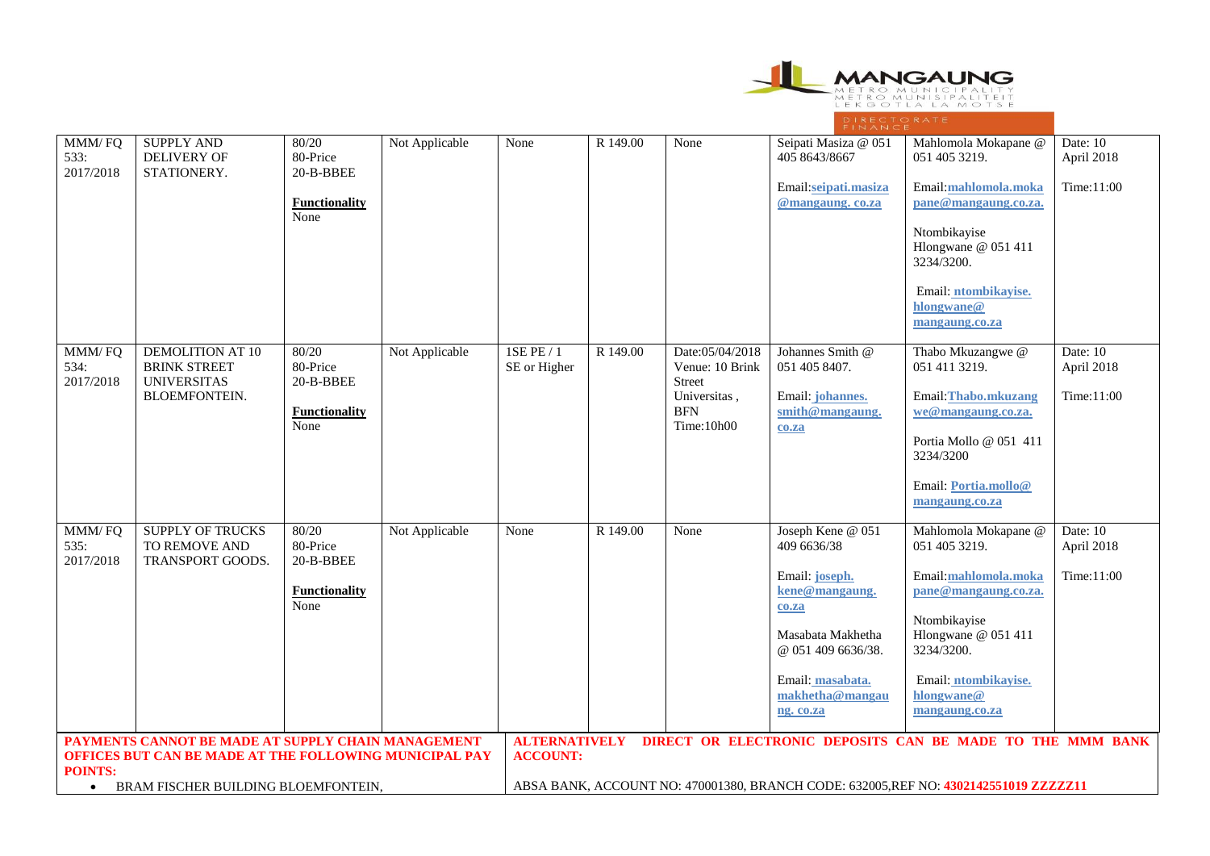| MMM/ FQ 533: 2017/2018 | SUPPLY AND DELIVERY OF STATIONERY. | 80/20 80-Price 20-B-BBEE **Functionality** None | Not Applicable | None | R 149.00 | None | Seipati Masiza @ 051 405 8643/8667 Email:seipati.masiza @mangaung. co.za | Mahlomola Mokapane @ 051 405 3219. Email:mahlomola.mokapane@mangaung.co.za. Ntombikayise Hlongwane @ 051 411 3234/3200. Email: ntombikayise.hlongwane@ mangaung.co.za | Date: 10 April 2018 Time:11:00 |
|---|---|---|---|---|---|---|---|---|---|
| MMM/ FQ 534: 2017/2018 | DEMOLITION AT 10 BRINK STREET UNIVERSITAS BLOEMFONTEIN. | 80/20 80-Price 20-B-BBEE **Functionality** None | Not Applicable | 1SE PE / 1 SE or Higher | R 149.00 | Date:05/04/2018 Venue: 10 Brink Street Universitas , BFN Time:10h00 | Johannes Smith @ 051 405 8407. Email: johannes.smith@mangaung.co.za | Thabo Mkuzangwe @ 051 411 3219. Email:Thabo.mkuzangwe@mangaung.co.za. Portia Mollo @ 051 411 3234/3200 Email: Portia.mollo@ mangaung.co.za | Date: 10 April 2018 Time:11:00 |
| MMM/ FQ 535: 2017/2018 | SUPPLY OF TRUCKS TO REMOVE AND TRANSPORT GOODS. | 80/20 80-Price 20-B-BBEE **Functionality** None | Not Applicable | None | R 149.00 | None | Joseph Kene @ 051 409 6636/38 Email: joseph.kene@mangaung.co.za Masabata Makhetha @ 051 409 6636/38. Email: masabata.makhetha@mangaung. co.za | Mahlomola Mokapane @ 051 405 3219. Email:mahlomola.mokapane@mangaung.co.za. Ntombikayise Hlongwane @ 051 411 3234/3200. Email: ntombikayise.hlongwane@ mangaung.co.za | Date: 10 April 2018 Time:11:00 |

**PAYMENTS CANNOT BE MADE AT SUPPLY CHAIN MANAGEMENT OFFICES BUT CAN BE MADE AT THE FOLLOWING MUNICIPAL PAY POINTS:**

- BRAM FISCHER BUILDING BLOEMFONTEIN,

**ALTERNATIVELY DIRECT OR ELECTRONIC DEPOSITS CAN BE MADE TO THE MMM BANK ACCOUNT:**

ABSA BANK, ACCOUNT NO: 470001380, BRANCH CODE: 632005,REF NO: **4302142551019 ZZZZZ11**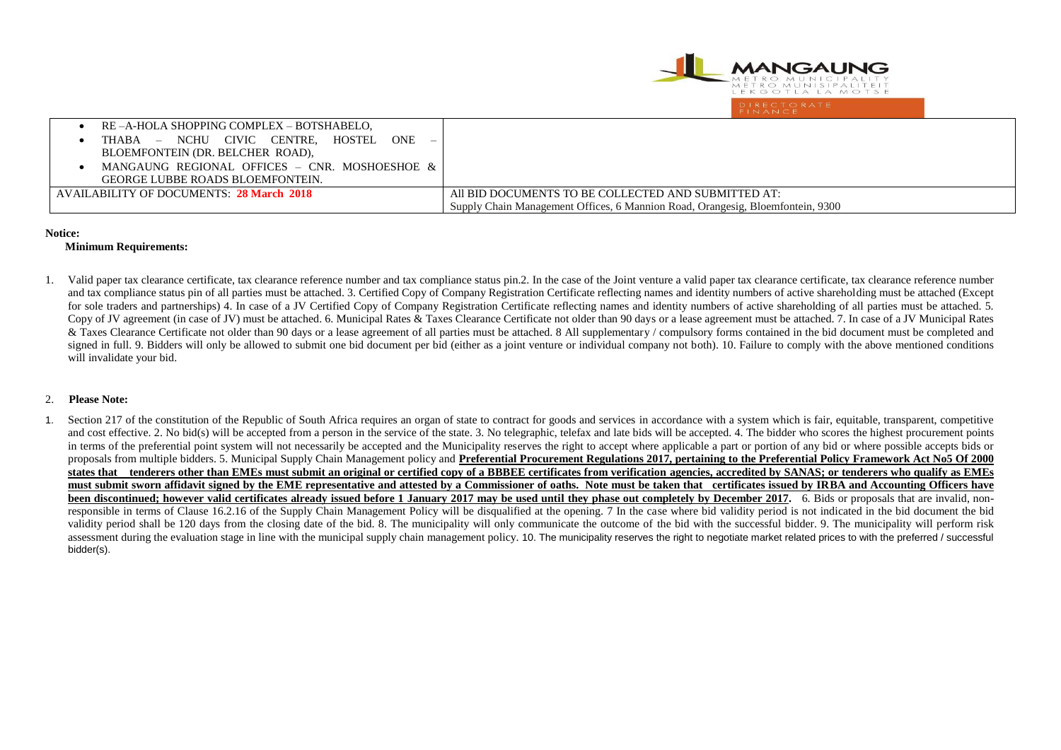| | |
|---|---|
| • RE –A-HOLA SHOPPING COMPLEX – BOTSHABELO,<br>• THABA – NCHU CIVIC CENTRE, HOSTEL ONE – BLOEMFONTEIN (DR. BELCHER ROAD),<br>• MANGAUNG REGIONAL OFFICES – CNR. MOSHOESHOE & GEORGE LUBBE ROADS BLOEMFONTEIN. | |
| AVAILABILITY OF DOCUMENTS: **28 March 2018** | All BID DOCUMENTS TO BE COLLECTED AND SUBMITTED AT:<br>Supply Chain Management Offices, 6 Mannion Road, Orangesig, Bloemfontein, 9300 |

**Notice:**

**Minimum Requirements:**

1. Valid paper tax clearance certificate, tax clearance reference number and tax compliance status pin.2. In the case of the Joint venture a valid paper tax clearance certificate, tax clearance reference number and tax compliance status pin of all parties must be attached. 3. Certified Copy of Company Registration Certificate reflecting names and identity numbers of active shareholding must be attached (Except for sole traders and partnerships) 4. In case of a JV Certified Copy of Company Registration Certificate reflecting names and identity numbers of active shareholding of all parties must be attached. 5. Copy of JV agreement (in case of JV) must be attached. 6. Municipal Rates & Taxes Clearance Certificate not older than 90 days or a lease agreement must be attached. 7. In case of a JV Municipal Rates & Taxes Clearance Certificate not older than 90 days or a lease agreement of all parties must be attached. 8 All supplementary / compulsory forms contained in the bid document must be completed and signed in full. 9. Bidders will only be allowed to submit one bid document per bid (either as a joint venture or individual company not both). 10. Failure to comply with the above mentioned conditions will invalidate your bid.

2. **Please Note:**

1. Section 217 of the constitution of the Republic of South Africa requires an organ of state to contract for goods and services in accordance with a system which is fair, equitable, transparent, competitive and cost effective. 2. No bid(s) will be accepted from a person in the service of the state. 3. No telegraphic, telefax and late bids will be accepted. 4. The bidder who scores the highest procurement points in terms of the preferential point system will not necessarily be accepted and the Municipality reserves the right to accept where applicable a part or portion of any bid or where possible accepts bids or proposals from multiple bidders. 5. Municipal Supply Chain Management policy and **Preferential Procurement Regulations 2017, pertaining to the Preferential Policy Framework Act No5 Of 2000 states that tenderers other than EMEs must submit an original or certified copy of a BBBEE certificates from verification agencies, accredited by SANAS; or tenderers who qualify as EMEs must submit sworn affidavit signed by the EME representative and attested by a Commissioner of oaths. Note must be taken that certificates issued by IRBA and Accounting Officers have been discontinued; however valid certificates already issued before 1 January 2017 may be used until they phase out completely by December 2017.** 6. Bids or proposals that are invalid, non-responsible in terms of Clause 16.2.16 of the Supply Chain Management Policy will be disqualified at the opening. 7 In the case where bid validity period is not indicated in the bid document the bid validity period shall be 120 days from the closing date of the bid. 8. The municipality will only communicate the outcome of the bid with the successful bidder. 9. The municipality will perform risk assessment during the evaluation stage in line with the municipal supply chain management policy. 10. The municipality reserves the right to negotiate market related prices to with the preferred / successful bidder(s).